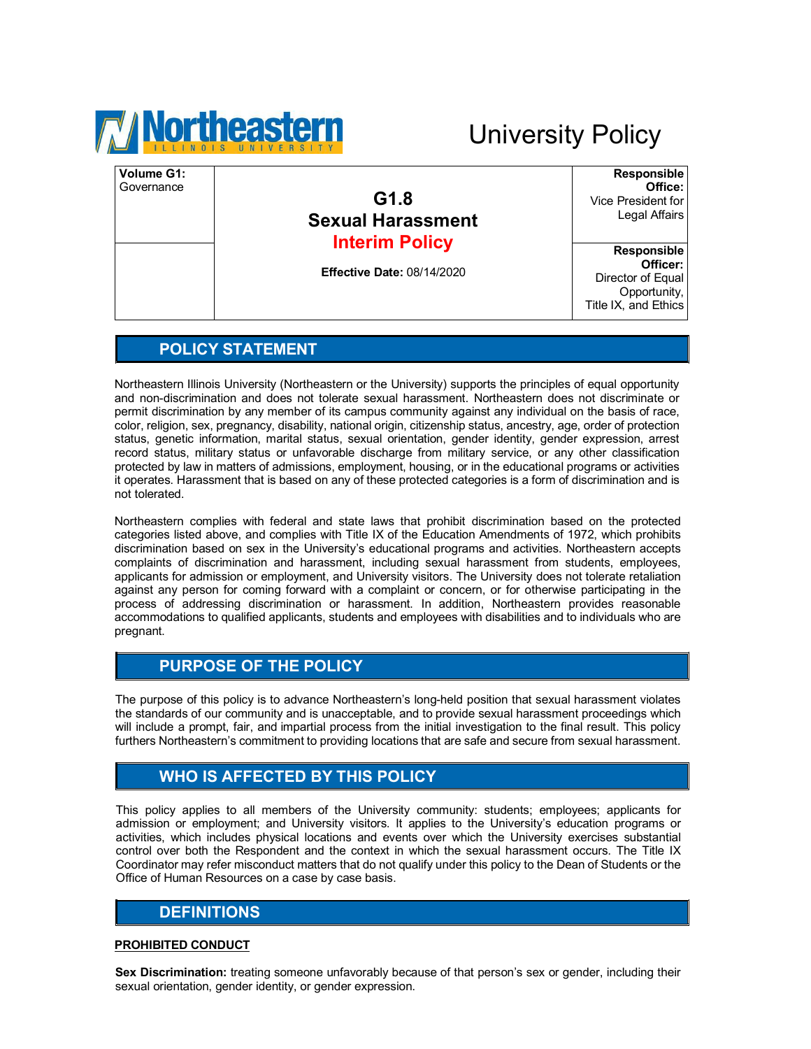Northeastern Illinois University

# University Policy

| Volume G1: Governance | G1.8 Sexual Harassment Interim Policy Effective Date: 08/14/2020 | Responsible Office: Vice President for Legal Affairs |
|---|---|---|
| | | Responsible Officer: Director of Equal Opportunity, Title IX, and Ethics |

## POLICY STATEMENT

Northeastern Illinois University (Northeastern or the University) supports the principles of equal opportunity and non-discrimination and does not tolerate sexual harassment. Northeastern does not discriminate or permit discrimination by any member of its campus community against any individual on the basis of race, color, religion, sex, pregnancy, disability, national origin, citizenship status, ancestry, age, order of protection status, genetic information, marital status, sexual orientation, gender identity, gender expression, arrest record status, military status or unfavorable discharge from military service, or any other classification protected by law in matters of admissions, employment, housing, or in the educational programs or activities it operates. Harassment that is based on any of these protected categories is a form of discrimination and is not tolerated.

Northeastern complies with federal and state laws that prohibit discrimination based on the protected categories listed above, and complies with Title IX of the Education Amendments of 1972, which prohibits discrimination based on sex in the University's educational programs and activities. Northeastern accepts complaints of discrimination and harassment, including sexual harassment from students, employees, applicants for admission or employment, and University visitors. The University does not tolerate retaliation against any person for coming forward with a complaint or concern, or for otherwise participating in the process of addressing discrimination or harassment. In addition, Northeastern provides reasonable accommodations to qualified applicants, students and employees with disabilities and to individuals who are pregnant.

## PURPOSE OF THE POLICY

The purpose of this policy is to advance Northeastern's long-held position that sexual harassment violates the standards of our community and is unacceptable, and to provide sexual harassment proceedings which will include a prompt, fair, and impartial process from the initial investigation to the final result. This policy furthers Northeastern's commitment to providing locations that are safe and secure from sexual harassment.

## WHO IS AFFECTED BY THIS POLICY

This policy applies to all members of the University community: students; employees; applicants for admission or employment; and University visitors. It applies to the University's education programs or activities, which includes physical locations and events over which the University exercises substantial control over both the Respondent and the context in which the sexual harassment occurs. The Title IX Coordinator may refer misconduct matters that do not qualify under this policy to the Dean of Students or the Office of Human Resources on a case by case basis.

## DEFINITIONS

**PROHIBITED CONDUCT**

**Sex Discrimination:** treating someone unfavorably because of that person's sex or gender, including their sexual orientation, gender identity, or gender expression.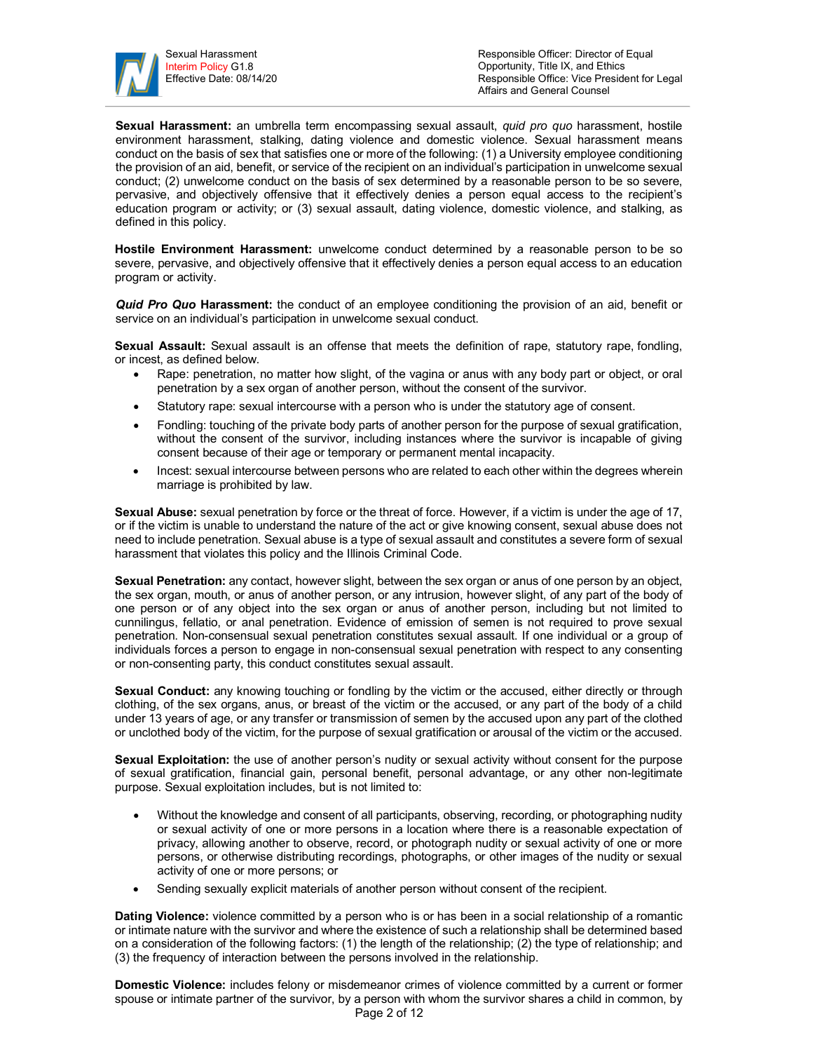**Sexual Harassment:** an umbrella term encompassing sexual assault, *quid pro quo* harassment, hostile environment harassment, stalking, dating violence and domestic violence. Sexual harassment means conduct on the basis of sex that satisfies one or more of the following: (1) a University employee conditioning the provision of an aid, benefit, or service of the recipient on an individual's participation in unwelcome sexual conduct; (2) unwelcome conduct on the basis of sex determined by a reasonable person to be so severe, pervasive, and objectively offensive that it effectively denies a person equal access to the recipient's education program or activity; or (3) sexual assault, dating violence, domestic violence, and stalking, as defined in this policy.

**Hostile Environment Harassment:** unwelcome conduct determined by a reasonable person to be so severe, pervasive, and objectively offensive that it effectively denies a person equal access to an education program or activity.

***Quid Pro Quo* Harassment:** the conduct of an employee conditioning the provision of an aid, benefit or service on an individual's participation in unwelcome sexual conduct.

**Sexual Assault:** Sexual assault is an offense that meets the definition of rape, statutory rape, fondling, or incest, as defined below.

- Rape: penetration, no matter how slight, of the vagina or anus with any body part or object, or oral penetration by a sex organ of another person, without the consent of the survivor.
- Statutory rape: sexual intercourse with a person who is under the statutory age of consent.
- Fondling: touching of the private body parts of another person for the purpose of sexual gratification, without the consent of the survivor, including instances where the survivor is incapable of giving consent because of their age or temporary or permanent mental incapacity.
- Incest: sexual intercourse between persons who are related to each other within the degrees wherein marriage is prohibited by law.

**Sexual Abuse:** sexual penetration by force or the threat of force. However, if a victim is under the age of 17, or if the victim is unable to understand the nature of the act or give knowing consent, sexual abuse does not need to include penetration. Sexual abuse is a type of sexual assault and constitutes a severe form of sexual harassment that violates this policy and the Illinois Criminal Code.

**Sexual Penetration:** any contact, however slight, between the sex organ or anus of one person by an object, the sex organ, mouth, or anus of another person, or any intrusion, however slight, of any part of the body of one person or of any object into the sex organ or anus of another person, including but not limited to cunnilingus, fellatio, or anal penetration. Evidence of emission of semen is not required to prove sexual penetration. Non-consensual sexual penetration constitutes sexual assault. If one individual or a group of individuals forces a person to engage in non-consensual sexual penetration with respect to any consenting or non-consenting party, this conduct constitutes sexual assault.

**Sexual Conduct:** any knowing touching or fondling by the victim or the accused, either directly or through clothing, of the sex organs, anus, or breast of the victim or the accused, or any part of the body of a child under 13 years of age, or any transfer or transmission of semen by the accused upon any part of the clothed or unclothed body of the victim, for the purpose of sexual gratification or arousal of the victim or the accused.

**Sexual Exploitation:** the use of another person's nudity or sexual activity without consent for the purpose of sexual gratification, financial gain, personal benefit, personal advantage, or any other non-legitimate purpose. Sexual exploitation includes, but is not limited to:

- Without the knowledge and consent of all participants, observing, recording, or photographing nudity or sexual activity of one or more persons in a location where there is a reasonable expectation of privacy, allowing another to observe, record, or photograph nudity or sexual activity of one or more persons, or otherwise distributing recordings, photographs, or other images of the nudity or sexual activity of one or more persons; or
- Sending sexually explicit materials of another person without consent of the recipient.

**Dating Violence:** violence committed by a person who is or has been in a social relationship of a romantic or intimate nature with the survivor and where the existence of such a relationship shall be determined based on a consideration of the following factors: (1) the length of the relationship; (2) the type of relationship; and (3) the frequency of interaction between the persons involved in the relationship.

**Domestic Violence:** includes felony or misdemeanor crimes of violence committed by a current or former spouse or intimate partner of the survivor, by a person with whom the survivor shares a child in common, by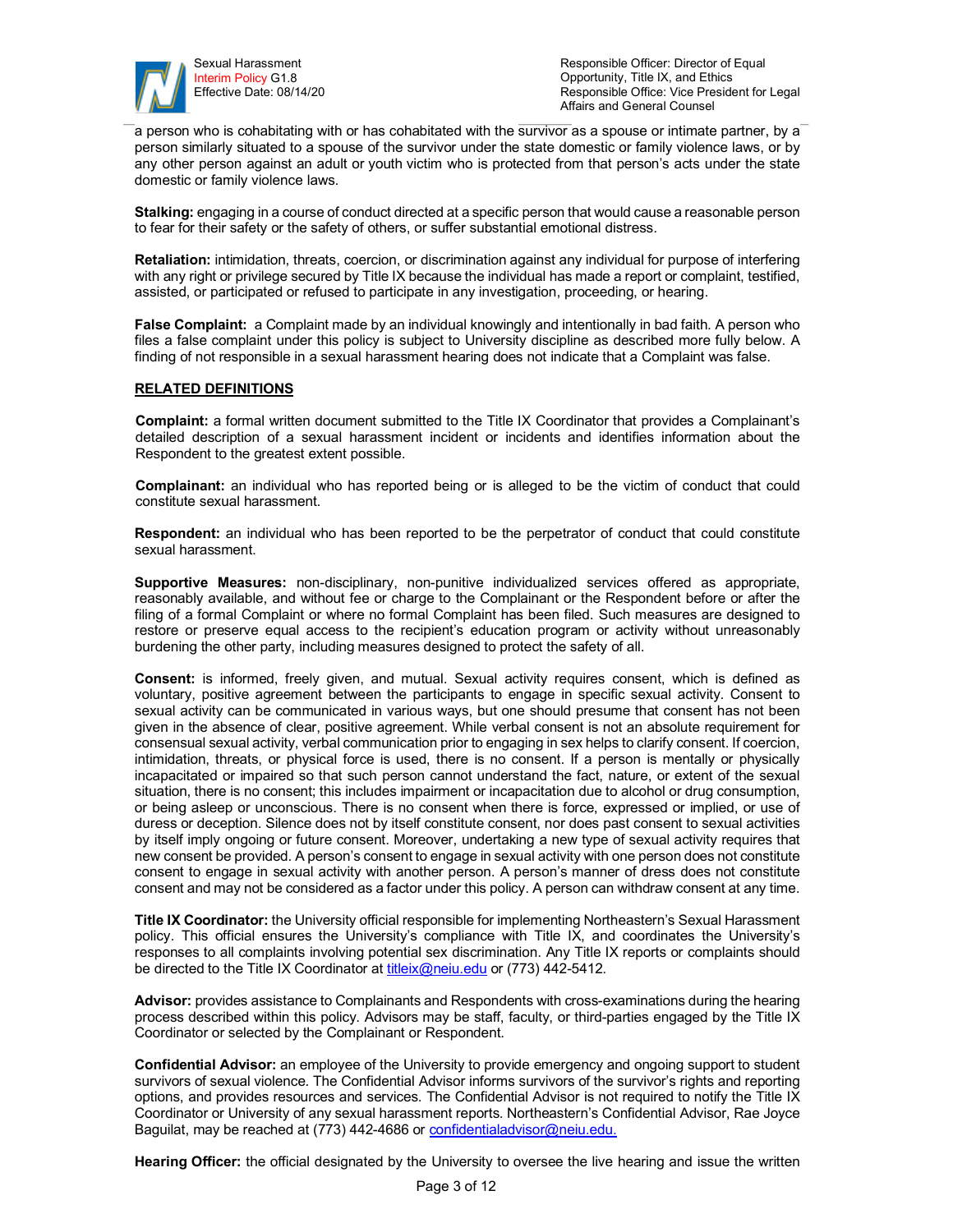a person who is cohabitating with or has cohabitated with the survivor as a spouse or intimate partner, by a person similarly situated to a spouse of the survivor under the state domestic or family violence laws, or by any other person against an adult or youth victim who is protected from that person's acts under the state domestic or family violence laws.

**Stalking:** engaging in a course of conduct directed at a specific person that would cause a reasonable person to fear for their safety or the safety of others, or suffer substantial emotional distress.

**Retaliation:** intimidation, threats, coercion, or discrimination against any individual for purpose of interfering with any right or privilege secured by Title IX because the individual has made a report or complaint, testified, assisted, or participated or refused to participate in any investigation, proceeding, or hearing.

**False Complaint:** a Complaint made by an individual knowingly and intentionally in bad faith. A person who files a false complaint under this policy is subject to University discipline as described more fully below. A finding of not responsible in a sexual harassment hearing does not indicate that a Complaint was false.

## RELATED DEFINITIONS

**Complaint:** a formal written document submitted to the Title IX Coordinator that provides a Complainant's detailed description of a sexual harassment incident or incidents and identifies information about the Respondent to the greatest extent possible.

**Complainant:** an individual who has reported being or is alleged to be the victim of conduct that could constitute sexual harassment.

**Respondent:** an individual who has been reported to be the perpetrator of conduct that could constitute sexual harassment.

**Supportive Measures:** non-disciplinary, non-punitive individualized services offered as appropriate, reasonably available, and without fee or charge to the Complainant or the Respondent before or after the filing of a formal Complaint or where no formal Complaint has been filed. Such measures are designed to restore or preserve equal access to the recipient's education program or activity without unreasonably burdening the other party, including measures designed to protect the safety of all.

**Consent:** is informed, freely given, and mutual. Sexual activity requires consent, which is defined as voluntary, positive agreement between the participants to engage in specific sexual activity. Consent to sexual activity can be communicated in various ways, but one should presume that consent has not been given in the absence of clear, positive agreement. While verbal consent is not an absolute requirement for consensual sexual activity, verbal communication prior to engaging in sex helps to clarify consent. If coercion, intimidation, threats, or physical force is used, there is no consent. If a person is mentally or physically incapacitated or impaired so that such person cannot understand the fact, nature, or extent of the sexual situation, there is no consent; this includes impairment or incapacitation due to alcohol or drug consumption, or being asleep or unconscious. There is no consent when there is force, expressed or implied, or use of duress or deception. Silence does not by itself constitute consent, nor does past consent to sexual activities by itself imply ongoing or future consent. Moreover, undertaking a new type of sexual activity requires that new consent be provided. A person's consent to engage in sexual activity with one person does not constitute consent to engage in sexual activity with another person. A person's manner of dress does not constitute consent and may not be considered as a factor under this policy. A person can withdraw consent at any time.

**Title IX Coordinator:** the University official responsible for implementing Northeastern's Sexual Harassment policy. This official ensures the University's compliance with Title IX, and coordinates the University's responses to all complaints involving potential sex discrimination. Any Title IX reports or complaints should be directed to the Title IX Coordinator at titleix@neiu.edu or (773) 442-5412.

**Advisor:** provides assistance to Complainants and Respondents with cross-examinations during the hearing process described within this policy. Advisors may be staff, faculty, or third-parties engaged by the Title IX Coordinator or selected by the Complainant or Respondent.

**Confidential Advisor:** an employee of the University to provide emergency and ongoing support to student survivors of sexual violence. The Confidential Advisor informs survivors of the survivor's rights and reporting options, and provides resources and services. The Confidential Advisor is not required to notify the Title IX Coordinator or University of any sexual harassment reports. Northeastern's Confidential Advisor, Rae Joyce Baguilat, may be reached at (773) 442-4686 or confidentialadvisor@neiu.edu.

**Hearing Officer:** the official designated by the University to oversee the live hearing and issue the written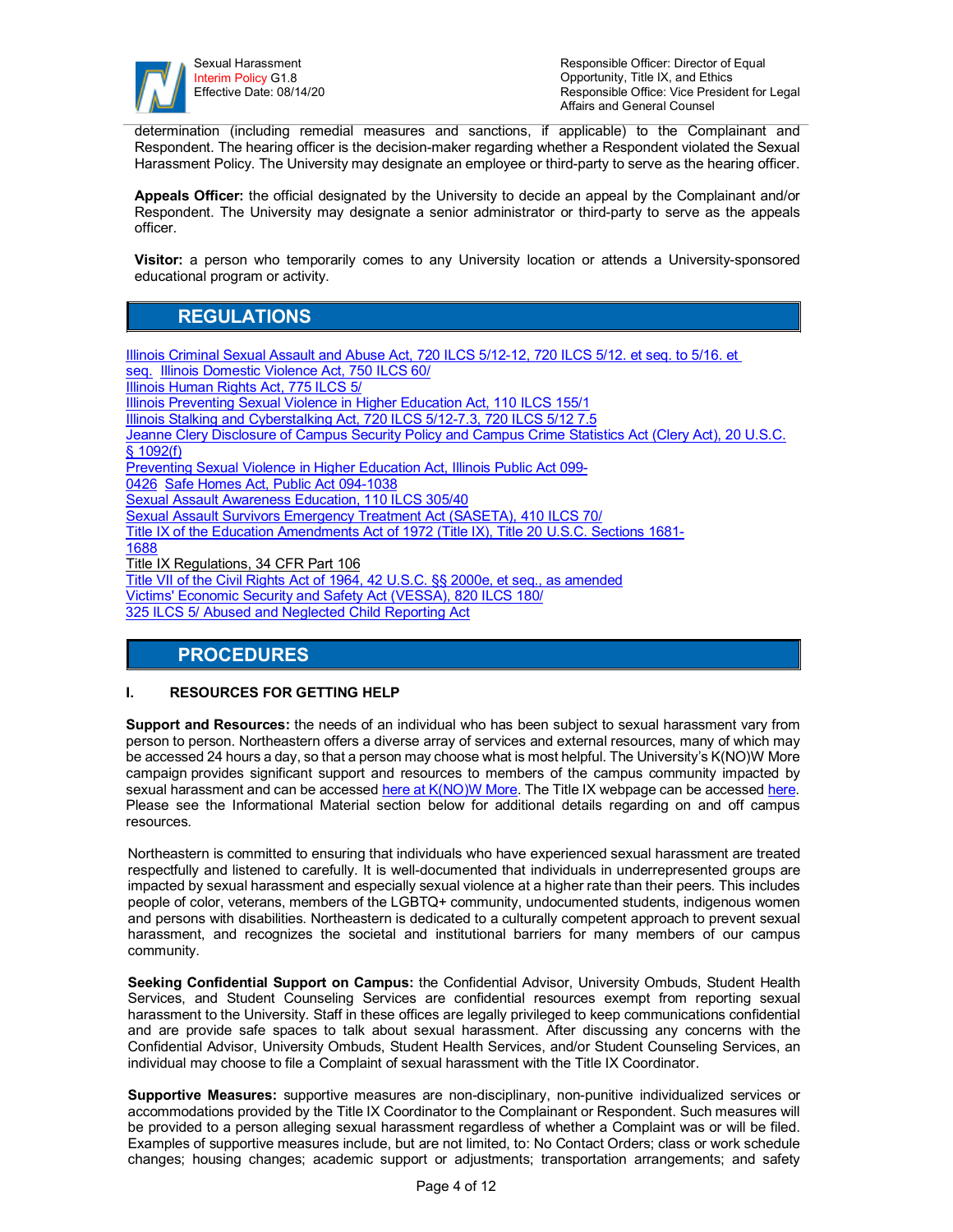determination (including remedial measures and sanctions, if applicable) to the Complainant and Respondent. The hearing officer is the decision-maker regarding whether a Respondent violated the Sexual Harassment Policy. The University may designate an employee or third-party to serve as the hearing officer.

**Appeals Officer:** the official designated by the University to decide an appeal by the Complainant and/or Respondent. The University may designate a senior administrator or third-party to serve as the appeals officer.

**Visitor:** a person who temporarily comes to any University location or attends a University-sponsored educational program or activity.

## REGULATIONS

Illinois Criminal Sexual Assault and Abuse Act, 720 ILCS 5/12-12, 720 ILCS 5/12. et seq. to 5/16. et seq. Illinois Domestic Violence Act, 750 ILCS 60/
Illinois Human Rights Act, 775 ILCS 5/
Illinois Preventing Sexual Violence in Higher Education Act, 110 ILCS 155/1
Illinois Stalking and Cyberstalking Act, 720 ILCS 5/12-7.3, 720 ILCS 5/12 7.5
Jeanne Clery Disclosure of Campus Security Policy and Campus Crime Statistics Act (Clery Act), 20 U.S.C. § 1092(f)
Preventing Sexual Violence in Higher Education Act, Illinois Public Act 099-0426 Safe Homes Act, Public Act 094-1038
Sexual Assault Awareness Education, 110 ILCS 305/40
Sexual Assault Survivors Emergency Treatment Act (SASETA), 410 ILCS 70/
Title IX of the Education Amendments Act of 1972 (Title IX), Title 20 U.S.C. Sections 1681-1688
Title IX Regulations, 34 CFR Part 106
Title VII of the Civil Rights Act of 1964, 42 U.S.C. §§ 2000e, et seq., as amended
Victims' Economic Security and Safety Act (VESSA), 820 ILCS 180/
325 ILCS 5/ Abused and Neglected Child Reporting Act

## PROCEDURES

### I. RESOURCES FOR GETTING HELP

**Support and Resources:** the needs of an individual who has been subject to sexual harassment vary from person to person. Northeastern offers a diverse array of services and external resources, many of which may be accessed 24 hours a day, so that a person may choose what is most helpful. The University's K(NO)W More campaign provides significant support and resources to members of the campus community impacted by sexual harassment and can be accessed here at K(NO)W More. The Title IX webpage can be accessed here. Please see the Informational Material section below for additional details regarding on and off campus resources.

Northeastern is committed to ensuring that individuals who have experienced sexual harassment are treated respectfully and listened to carefully. It is well-documented that individuals in underrepresented groups are impacted by sexual harassment and especially sexual violence at a higher rate than their peers. This includes people of color, veterans, members of the LGBTQ+ community, undocumented students, indigenous women and persons with disabilities. Northeastern is dedicated to a culturally competent approach to prevent sexual harassment, and recognizes the societal and institutional barriers for many members of our campus community.

**Seeking Confidential Support on Campus:** the Confidential Advisor, University Ombuds, Student Health Services, and Student Counseling Services are confidential resources exempt from reporting sexual harassment to the University. Staff in these offices are legally privileged to keep communications confidential and are provide safe spaces to talk about sexual harassment. After discussing any concerns with the Confidential Advisor, University Ombuds, Student Health Services, and/or Student Counseling Services, an individual may choose to file a Complaint of sexual harassment with the Title IX Coordinator.

**Supportive Measures:** supportive measures are non-disciplinary, non-punitive individualized services or accommodations provided by the Title IX Coordinator to the Complainant or Respondent. Such measures will be provided to a person alleging sexual harassment regardless of whether a Complaint was or will be filed. Examples of supportive measures include, but are not limited, to: No Contact Orders; class or work schedule changes; housing changes; academic support or adjustments; transportation arrangements; and safety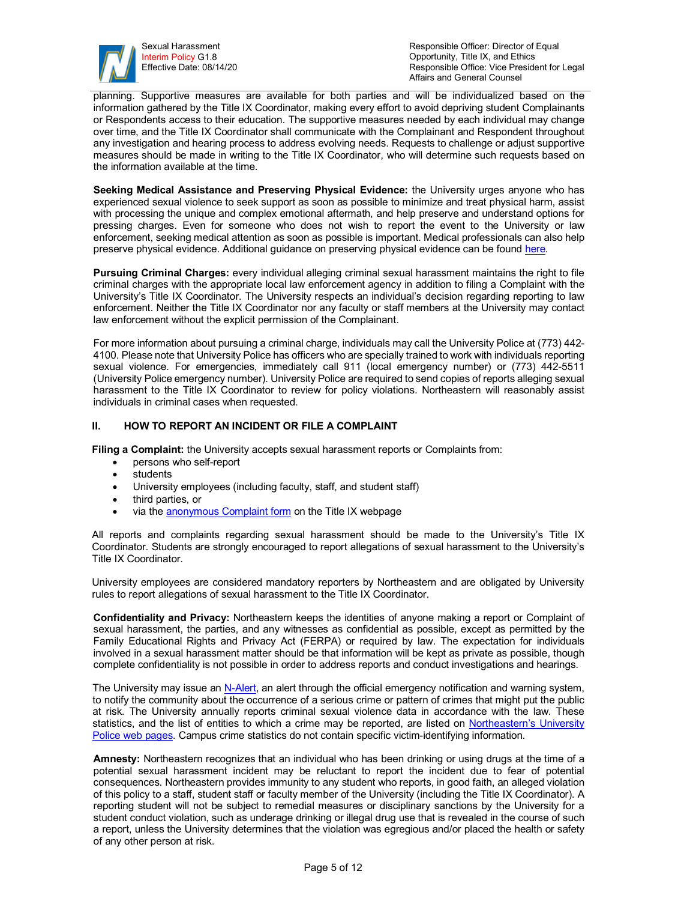planning. Supportive measures are available for both parties and will be individualized based on the information gathered by the Title IX Coordinator, making every effort to avoid depriving student Complainants or Respondents access to their education. The supportive measures needed by each individual may change over time, and the Title IX Coordinator shall communicate with the Complainant and Respondent throughout any investigation and hearing process to address evolving needs. Requests to challenge or adjust supportive measures should be made in writing to the Title IX Coordinator, who will determine such requests based on the information available at the time.

**Seeking Medical Assistance and Preserving Physical Evidence:** the University urges anyone who has experienced sexual violence to seek support as soon as possible to minimize and treat physical harm, assist with processing the unique and complex emotional aftermath, and help preserve and understand options for pressing charges. Even for someone who does not wish to report the event to the University or law enforcement, seeking medical attention as soon as possible is important. Medical professionals can also help preserve physical evidence. Additional guidance on preserving physical evidence can be found here.

**Pursuing Criminal Charges:** every individual alleging criminal sexual harassment maintains the right to file criminal charges with the appropriate local law enforcement agency in addition to filing a Complaint with the University's Title IX Coordinator. The University respects an individual's decision regarding reporting to law enforcement. Neither the Title IX Coordinator nor any faculty or staff members at the University may contact law enforcement without the explicit permission of the Complainant.

For more information about pursuing a criminal charge, individuals may call the University Police at (773) 442-4100. Please note that University Police has officers who are specially trained to work with individuals reporting sexual violence. For emergencies, immediately call 911 (local emergency number) or (773) 442-5511 (University Police emergency number). University Police are required to send copies of reports alleging sexual harassment to the Title IX Coordinator to review for policy violations. Northeastern will reasonably assist individuals in criminal cases when requested.

## II. HOW TO REPORT AN INCIDENT OR FILE A COMPLAINT

**Filing a Complaint:** the University accepts sexual harassment reports or Complaints from:

- persons who self-report
- students
- University employees (including faculty, staff, and student staff)
- third parties, or
- via the anonymous Complaint form on the Title IX webpage

All reports and complaints regarding sexual harassment should be made to the University's Title IX Coordinator. Students are strongly encouraged to report allegations of sexual harassment to the University's Title IX Coordinator.

University employees are considered mandatory reporters by Northeastern and are obligated by University rules to report allegations of sexual harassment to the Title IX Coordinator.

**Confidentiality and Privacy:** Northeastern keeps the identities of anyone making a report or Complaint of sexual harassment, the parties, and any witnesses as confidential as possible, except as permitted by the Family Educational Rights and Privacy Act (FERPA) or required by law. The expectation for individuals involved in a sexual harassment matter should be that information will be kept as private as possible, though complete confidentiality is not possible in order to address reports and conduct investigations and hearings.

The University may issue an N-Alert, an alert through the official emergency notification and warning system, to notify the community about the occurrence of a serious crime or pattern of crimes that might put the public at risk. The University annually reports criminal sexual violence data in accordance with the law. These statistics, and the list of entities to which a crime may be reported, are listed on Northeastern's University Police web pages. Campus crime statistics do not contain specific victim-identifying information.

**Amnesty:** Northeastern recognizes that an individual who has been drinking or using drugs at the time of a potential sexual harassment incident may be reluctant to report the incident due to fear of potential consequences. Northeastern provides immunity to any student who reports, in good faith, an alleged violation of this policy to a staff, student staff or faculty member of the University (including the Title IX Coordinator). A reporting student will not be subject to remedial measures or disciplinary sanctions by the University for a student conduct violation, such as underage drinking or illegal drug use that is revealed in the course of such a report, unless the University determines that the violation was egregious and/or placed the health or safety of any other person at risk.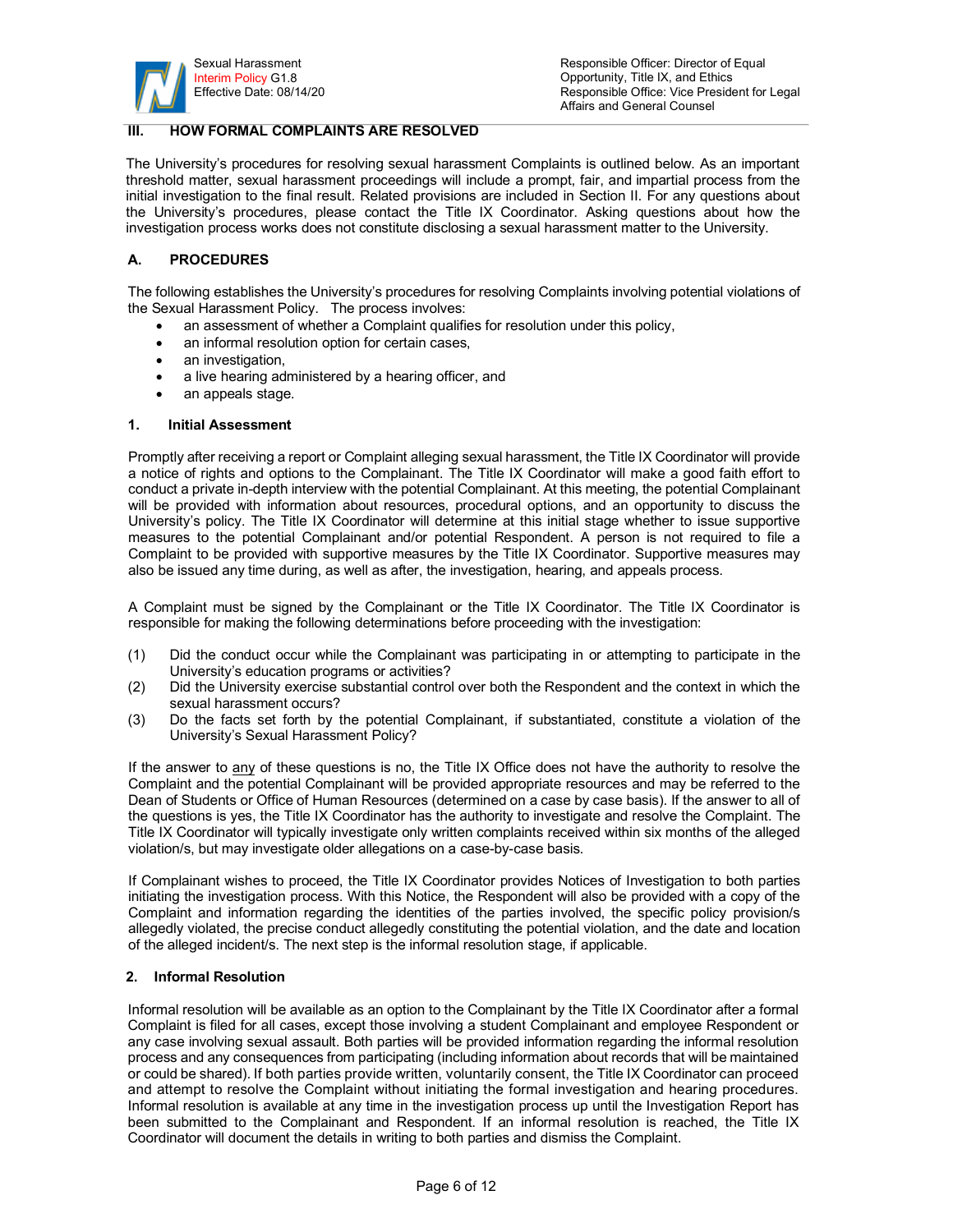## III. HOW FORMAL COMPLAINTS ARE RESOLVED

The University's procedures for resolving sexual harassment Complaints is outlined below. As an important threshold matter, sexual harassment proceedings will include a prompt, fair, and impartial process from the initial investigation to the final result. Related provisions are included in Section II. For any questions about the University's procedures, please contact the Title IX Coordinator. Asking questions about how the investigation process works does not constitute disclosing a sexual harassment matter to the University.

### A. PROCEDURES

The following establishes the University's procedures for resolving Complaints involving potential violations of the Sexual Harassment Policy. The process involves:

- an assessment of whether a Complaint qualifies for resolution under this policy,
- an informal resolution option for certain cases,
- an investigation,
- a live hearing administered by a hearing officer, and
- an appeals stage.

#### 1. Initial Assessment

Promptly after receiving a report or Complaint alleging sexual harassment, the Title IX Coordinator will provide a notice of rights and options to the Complainant. The Title IX Coordinator will make a good faith effort to conduct a private in-depth interview with the potential Complainant. At this meeting, the potential Complainant will be provided with information about resources, procedural options, and an opportunity to discuss the University's policy. The Title IX Coordinator will determine at this initial stage whether to issue supportive measures to the potential Complainant and/or potential Respondent. A person is not required to file a Complaint to be provided with supportive measures by the Title IX Coordinator. Supportive measures may also be issued any time during, as well as after, the investigation, hearing, and appeals process.

A Complaint must be signed by the Complainant or the Title IX Coordinator. The Title IX Coordinator is responsible for making the following determinations before proceeding with the investigation:

(1) Did the conduct occur while the Complainant was participating in or attempting to participate in the University's education programs or activities?
(2) Did the University exercise substantial control over both the Respondent and the context in which the sexual harassment occurs?
(3) Do the facts set forth by the potential Complainant, if substantiated, constitute a violation of the University's Sexual Harassment Policy?

If the answer to any of these questions is no, the Title IX Office does not have the authority to resolve the Complaint and the potential Complainant will be provided appropriate resources and may be referred to the Dean of Students or Office of Human Resources (determined on a case by case basis). If the answer to all of the questions is yes, the Title IX Coordinator has the authority to investigate and resolve the Complaint. The Title IX Coordinator will typically investigate only written complaints received within six months of the alleged violation/s, but may investigate older allegations on a case-by-case basis.

If Complainant wishes to proceed, the Title IX Coordinator provides Notices of Investigation to both parties initiating the investigation process. With this Notice, the Respondent will also be provided with a copy of the Complaint and information regarding the identities of the parties involved, the specific policy provision/s allegedly violated, the precise conduct allegedly constituting the potential violation, and the date and location of the alleged incident/s. The next step is the informal resolution stage, if applicable.

#### 2. Informal Resolution

Informal resolution will be available as an option to the Complainant by the Title IX Coordinator after a formal Complaint is filed for all cases, except those involving a student Complainant and employee Respondent or any case involving sexual assault. Both parties will be provided information regarding the informal resolution process and any consequences from participating (including information about records that will be maintained or could be shared). If both parties provide written, voluntarily consent, the Title IX Coordinator can proceed and attempt to resolve the Complaint without initiating the formal investigation and hearing procedures. Informal resolution is available at any time in the investigation process up until the Investigation Report has been submitted to the Complainant and Respondent. If an informal resolution is reached, the Title IX Coordinator will document the details in writing to both parties and dismiss the Complaint.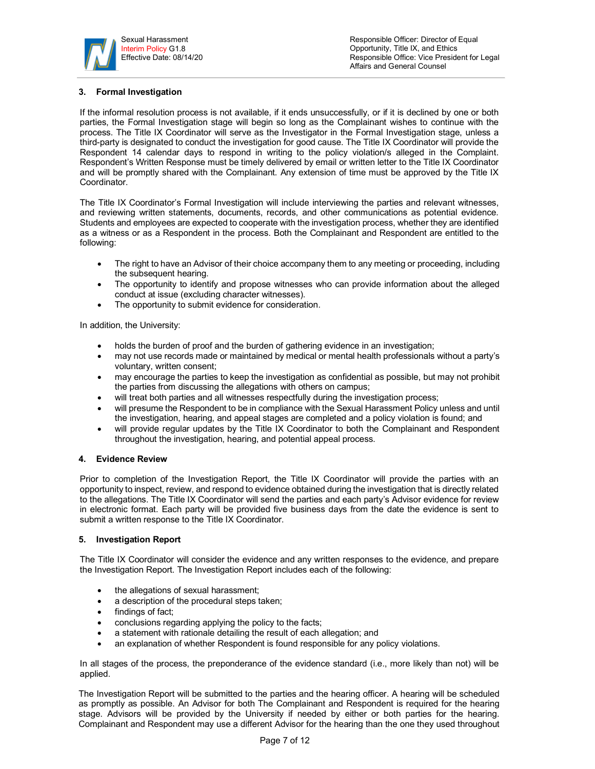### 3. Formal Investigation

If the informal resolution process is not available, if it ends unsuccessfully, or if it is declined by one or both parties, the Formal Investigation stage will begin so long as the Complainant wishes to continue with the process. The Title IX Coordinator will serve as the Investigator in the Formal Investigation stage, unless a third-party is designated to conduct the investigation for good cause. The Title IX Coordinator will provide the Respondent 14 calendar days to respond in writing to the policy violation/s alleged in the Complaint. Respondent's Written Response must be timely delivered by email or written letter to the Title IX Coordinator and will be promptly shared with the Complainant. Any extension of time must be approved by the Title IX Coordinator.

The Title IX Coordinator's Formal Investigation will include interviewing the parties and relevant witnesses, and reviewing written statements, documents, records, and other communications as potential evidence. Students and employees are expected to cooperate with the investigation process, whether they are identified as a witness or as a Respondent in the process. Both the Complainant and Respondent are entitled to the following:

- The right to have an Advisor of their choice accompany them to any meeting or proceeding, including the subsequent hearing.
- The opportunity to identify and propose witnesses who can provide information about the alleged conduct at issue (excluding character witnesses).
- The opportunity to submit evidence for consideration.

In addition, the University:

- holds the burden of proof and the burden of gathering evidence in an investigation;
- may not use records made or maintained by medical or mental health professionals without a party's voluntary, written consent;
- may encourage the parties to keep the investigation as confidential as possible, but may not prohibit the parties from discussing the allegations with others on campus;
- will treat both parties and all witnesses respectfully during the investigation process;
- will presume the Respondent to be in compliance with the Sexual Harassment Policy unless and until the investigation, hearing, and appeal stages are completed and a policy violation is found; and
- will provide regular updates by the Title IX Coordinator to both the Complainant and Respondent throughout the investigation, hearing, and potential appeal process.

### 4. Evidence Review

Prior to completion of the Investigation Report, the Title IX Coordinator will provide the parties with an opportunity to inspect, review, and respond to evidence obtained during the investigation that is directly related to the allegations. The Title IX Coordinator will send the parties and each party's Advisor evidence for review in electronic format. Each party will be provided five business days from the date the evidence is sent to submit a written response to the Title IX Coordinator.

### 5. Investigation Report

The Title IX Coordinator will consider the evidence and any written responses to the evidence, and prepare the Investigation Report. The Investigation Report includes each of the following:

- the allegations of sexual harassment;
- a description of the procedural steps taken;
- findings of fact;
- conclusions regarding applying the policy to the facts;
- a statement with rationale detailing the result of each allegation; and
- an explanation of whether Respondent is found responsible for any policy violations.

In all stages of the process, the preponderance of the evidence standard (i.e., more likely than not) will be applied.

The Investigation Report will be submitted to the parties and the hearing officer. A hearing will be scheduled as promptly as possible. An Advisor for both The Complainant and Respondent is required for the hearing stage. Advisors will be provided by the University if needed by either or both parties for the hearing. Complainant and Respondent may use a different Advisor for the hearing than the one they used throughout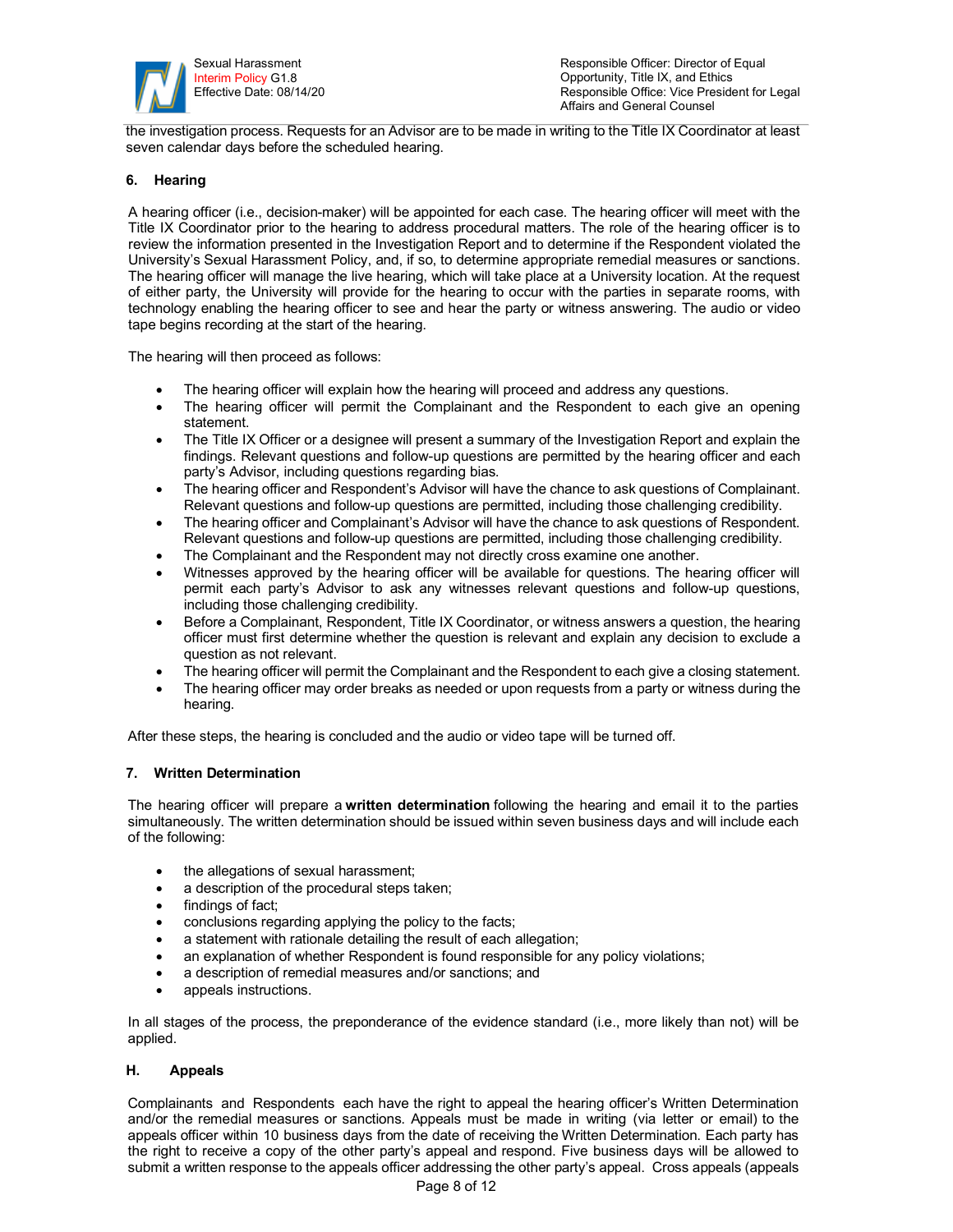the investigation process. Requests for an Advisor are to be made in writing to the Title IX Coordinator at least seven calendar days before the scheduled hearing.

### 6. Hearing

A hearing officer (i.e., decision-maker) will be appointed for each case. The hearing officer will meet with the Title IX Coordinator prior to the hearing to address procedural matters. The role of the hearing officer is to review the information presented in the Investigation Report and to determine if the Respondent violated the University's Sexual Harassment Policy, and, if so, to determine appropriate remedial measures or sanctions. The hearing officer will manage the live hearing, which will take place at a University location. At the request of either party, the University will provide for the hearing to occur with the parties in separate rooms, with technology enabling the hearing officer to see and hear the party or witness answering. The audio or video tape begins recording at the start of the hearing.

The hearing will then proceed as follows:

- The hearing officer will explain how the hearing will proceed and address any questions.
- The hearing officer will permit the Complainant and the Respondent to each give an opening statement.
- The Title IX Officer or a designee will present a summary of the Investigation Report and explain the findings. Relevant questions and follow-up questions are permitted by the hearing officer and each party's Advisor, including questions regarding bias.
- The hearing officer and Respondent's Advisor will have the chance to ask questions of Complainant. Relevant questions and follow-up questions are permitted, including those challenging credibility.
- The hearing officer and Complainant's Advisor will have the chance to ask questions of Respondent. Relevant questions and follow-up questions are permitted, including those challenging credibility.
- The Complainant and the Respondent may not directly cross examine one another.
- Witnesses approved by the hearing officer will be available for questions. The hearing officer will permit each party's Advisor to ask any witnesses relevant questions and follow-up questions, including those challenging credibility.
- Before a Complainant, Respondent, Title IX Coordinator, or witness answers a question, the hearing officer must first determine whether the question is relevant and explain any decision to exclude a question as not relevant.
- The hearing officer will permit the Complainant and the Respondent to each give a closing statement.
- The hearing officer may order breaks as needed or upon requests from a party or witness during the hearing.

After these steps, the hearing is concluded and the audio or video tape will be turned off.

### 7. Written Determination

The hearing officer will prepare a **written determination** following the hearing and email it to the parties simultaneously. The written determination should be issued within seven business days and will include each of the following:

- the allegations of sexual harassment;
- a description of the procedural steps taken;
- findings of fact;
- conclusions regarding applying the policy to the facts;
- a statement with rationale detailing the result of each allegation;
- an explanation of whether Respondent is found responsible for any policy violations;
- a description of remedial measures and/or sanctions; and
- appeals instructions.

In all stages of the process, the preponderance of the evidence standard (i.e., more likely than not) will be applied.

## H. Appeals

Complainants and Respondents each have the right to appeal the hearing officer's Written Determination and/or the remedial measures or sanctions. Appeals must be made in writing (via letter or email) to the appeals officer within 10 business days from the date of receiving the Written Determination. Each party has the right to receive a copy of the other party's appeal and respond. Five business days will be allowed to submit a written response to the appeals officer addressing the other party's appeal. Cross appeals (appeals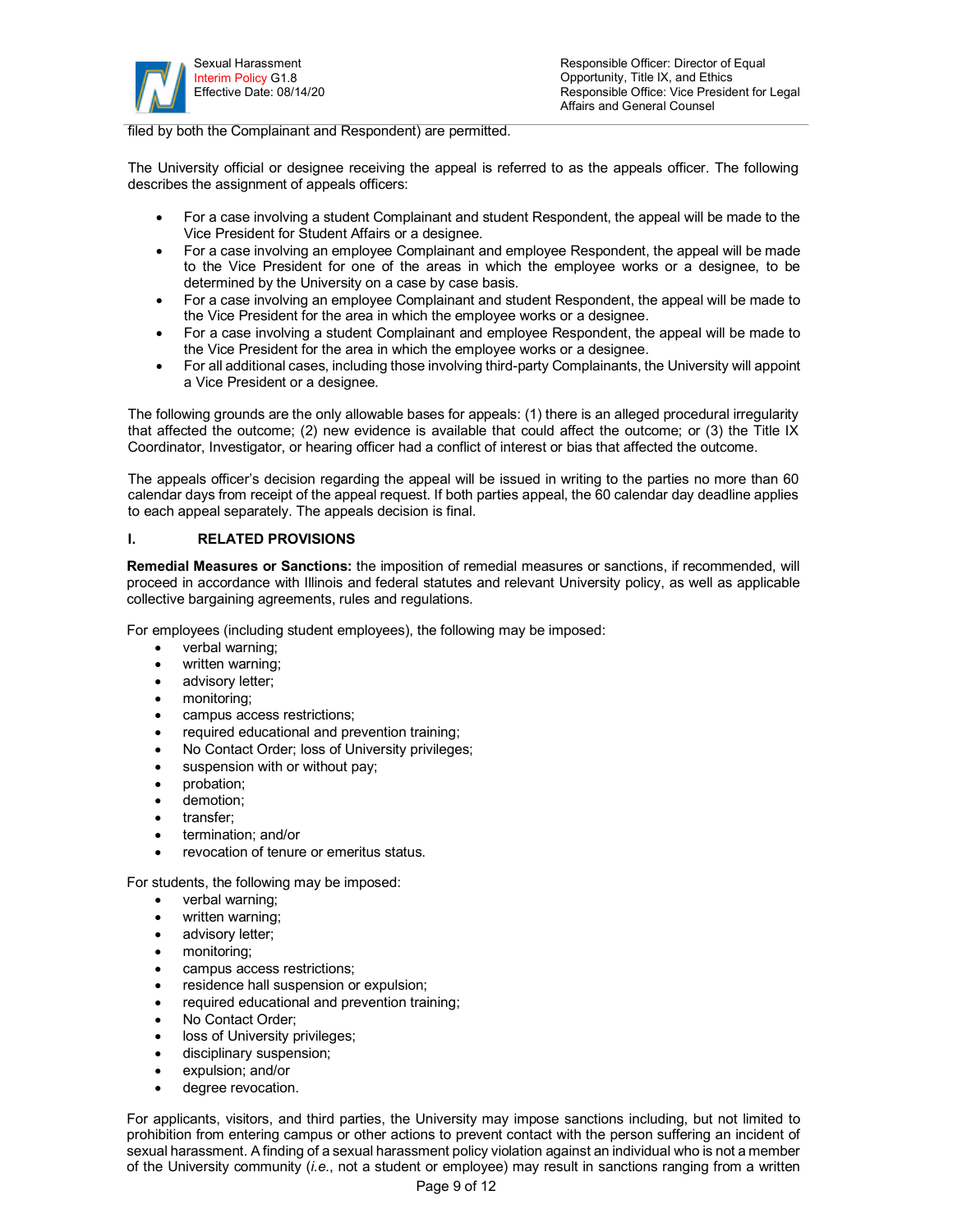filed by both the Complainant and Respondent) are permitted.

The University official or designee receiving the appeal is referred to as the appeals officer. The following describes the assignment of appeals officers:

- For a case involving a student Complainant and student Respondent, the appeal will be made to the Vice President for Student Affairs or a designee.
- For a case involving an employee Complainant and employee Respondent, the appeal will be made to the Vice President for one of the areas in which the employee works or a designee, to be determined by the University on a case by case basis.
- For a case involving an employee Complainant and student Respondent, the appeal will be made to the Vice President for the area in which the employee works or a designee.
- For a case involving a student Complainant and employee Respondent, the appeal will be made to the Vice President for the area in which the employee works or a designee.
- For all additional cases, including those involving third-party Complainants, the University will appoint a Vice President or a designee.

The following grounds are the only allowable bases for appeals: (1) there is an alleged procedural irregularity that affected the outcome; (2) new evidence is available that could affect the outcome; or (3) the Title IX Coordinator, Investigator, or hearing officer had a conflict of interest or bias that affected the outcome.

The appeals officer's decision regarding the appeal will be issued in writing to the parties no more than 60 calendar days from receipt of the appeal request. If both parties appeal, the 60 calendar day deadline applies to each appeal separately. The appeals decision is final.

## I. RELATED PROVISIONS

**Remedial Measures or Sanctions:** the imposition of remedial measures or sanctions, if recommended, will proceed in accordance with Illinois and federal statutes and relevant University policy, as well as applicable collective bargaining agreements, rules and regulations.

For employees (including student employees), the following may be imposed:

- verbal warning;
- written warning;
- advisory letter;
- monitoring;
- campus access restrictions;
- required educational and prevention training;
- No Contact Order; loss of University privileges;
- suspension with or without pay;
- probation;
- demotion;
- transfer;
- termination; and/or
- revocation of tenure or emeritus status.

For students, the following may be imposed:

- verbal warning;
- written warning;
- advisory letter;
- monitoring;
- campus access restrictions;
- residence hall suspension or expulsion;
- required educational and prevention training;
- No Contact Order;
- loss of University privileges;
- disciplinary suspension;
- expulsion; and/or
- degree revocation.

For applicants, visitors, and third parties, the University may impose sanctions including, but not limited to prohibition from entering campus or other actions to prevent contact with the person suffering an incident of sexual harassment. A finding of a sexual harassment policy violation against an individual who is not a member of the University community (*i.e.*, not a student or employee) may result in sanctions ranging from a written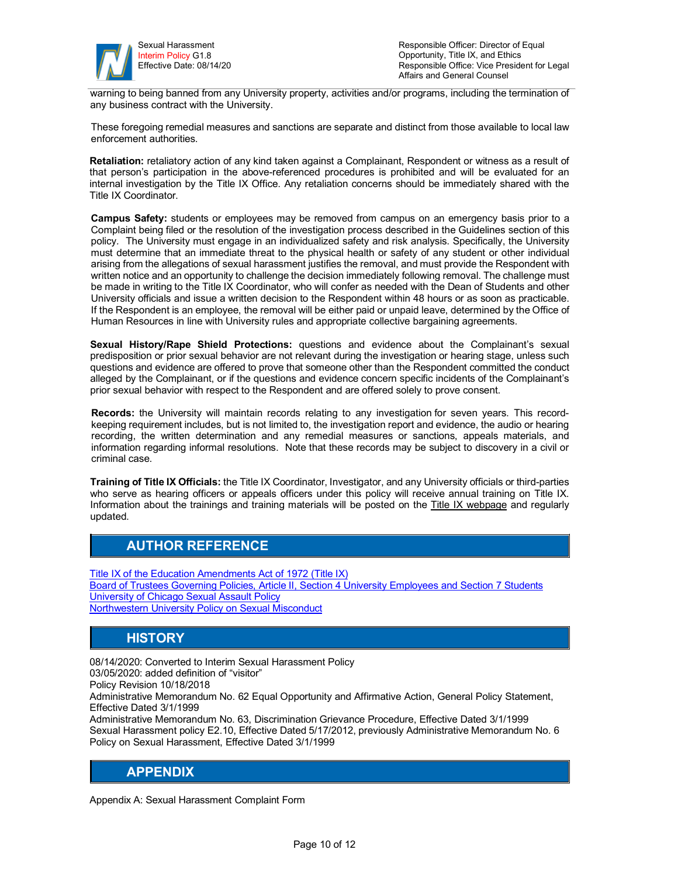warning to being banned from any University property, activities and/or programs, including the termination of any business contract with the University.

These foregoing remedial measures and sanctions are separate and distinct from those available to local law enforcement authorities.

**Retaliation:** retaliatory action of any kind taken against a Complainant, Respondent or witness as a result of that person's participation in the above-referenced procedures is prohibited and will be evaluated for an internal investigation by the Title IX Office. Any retaliation concerns should be immediately shared with the Title IX Coordinator.

**Campus Safety:** students or employees may be removed from campus on an emergency basis prior to a Complaint being filed or the resolution of the investigation process described in the Guidelines section of this policy. The University must engage in an individualized safety and risk analysis. Specifically, the University must determine that an immediate threat to the physical health or safety of any student or other individual arising from the allegations of sexual harassment justifies the removal, and must provide the Respondent with written notice and an opportunity to challenge the decision immediately following removal. The challenge must be made in writing to the Title IX Coordinator, who will confer as needed with the Dean of Students and other University officials and issue a written decision to the Respondent within 48 hours or as soon as practicable. If the Respondent is an employee, the removal will be either paid or unpaid leave, determined by the Office of Human Resources in line with University rules and appropriate collective bargaining agreements.

**Sexual History/Rape Shield Protections:** questions and evidence about the Complainant's sexual predisposition or prior sexual behavior are not relevant during the investigation or hearing stage, unless such questions and evidence are offered to prove that someone other than the Respondent committed the conduct alleged by the Complainant, or if the questions and evidence concern specific incidents of the Complainant's prior sexual behavior with respect to the Respondent and are offered solely to prove consent.

**Records:** the University will maintain records relating to any investigation for seven years. This record-keeping requirement includes, but is not limited to, the investigation report and evidence, the audio or hearing recording, the written determination and any remedial measures or sanctions, appeals materials, and information regarding informal resolutions. Note that these records may be subject to discovery in a civil or criminal case.

**Training of Title IX Officials:** the Title IX Coordinator, Investigator, and any University officials or third-parties who serve as hearing officers or appeals officers under this policy will receive annual training on Title IX. Information about the trainings and training materials will be posted on the Title IX webpage and regularly updated.

## AUTHOR REFERENCE

Title IX of the Education Amendments Act of 1972 (Title IX)
Board of Trustees Governing Policies, Article II, Section 4 University Employees and Section 7 Students
University of Chicago Sexual Assault Policy
Northwestern University Policy on Sexual Misconduct

## HISTORY

08/14/2020: Converted to Interim Sexual Harassment Policy
03/05/2020: added definition of "visitor"
Policy Revision 10/18/2018
Administrative Memorandum No. 62 Equal Opportunity and Affirmative Action, General Policy Statement, Effective Dated 3/1/1999
Administrative Memorandum No. 63, Discrimination Grievance Procedure, Effective Dated 3/1/1999
Sexual Harassment policy E2.10, Effective Dated 5/17/2012, previously Administrative Memorandum No. 6 Policy on Sexual Harassment, Effective Dated 3/1/1999

## APPENDIX

Appendix A: Sexual Harassment Complaint Form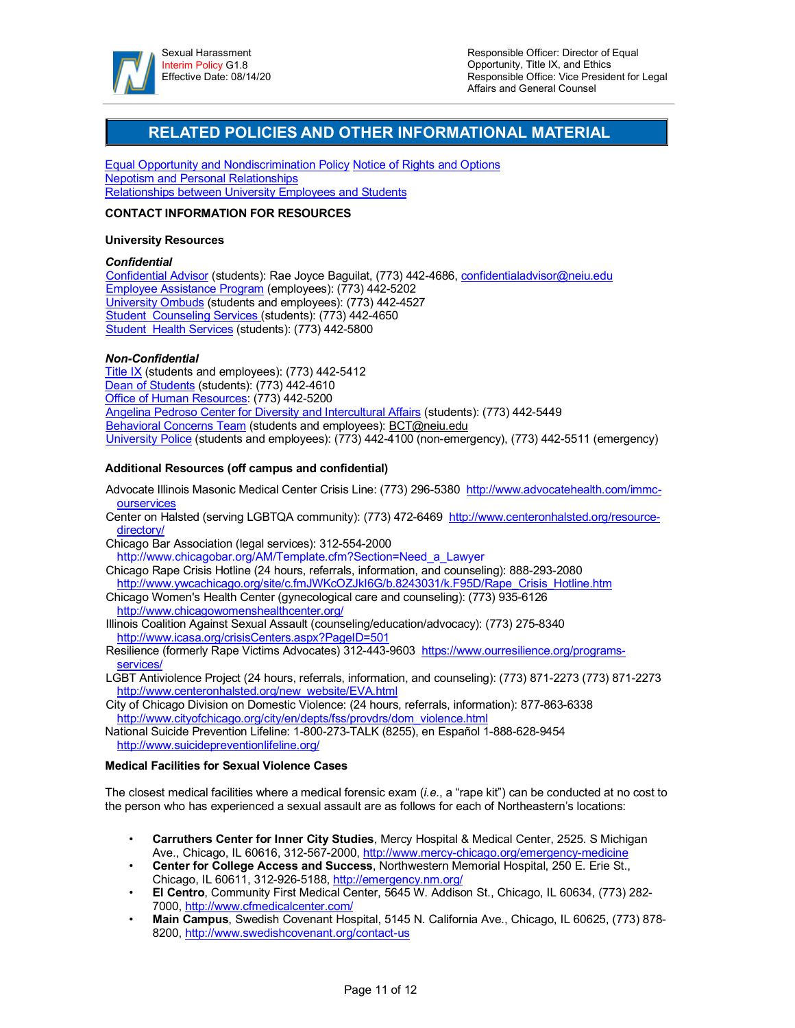## RELATED POLICIES AND OTHER INFORMATIONAL MATERIAL

Equal Opportunity and Nondiscrimination Policy Notice of Rights and Options
Nepotism and Personal Relationships
Relationships between University Employees and Students

**CONTACT INFORMATION FOR RESOURCES**

**University Resources**

***Confidential***

Confidential Advisor (students): Rae Joyce Baguilat, (773) 442-4686, confidentialadvisor@neiu.edu
Employee Assistance Program (employees): (773) 442-5202
University Ombuds (students and employees): (773) 442-4527
Student Counseling Services (students): (773) 442-4650
Student Health Services (students): (773) 442-5800

***Non-Confidential***

Title IX (students and employees): (773) 442-5412
Dean of Students (students): (773) 442-4610
Office of Human Resources: (773) 442-5200
Angelina Pedroso Center for Diversity and Intercultural Affairs (students): (773) 442-5449
Behavioral Concerns Team (students and employees): BCT@neiu.edu
University Police (students and employees): (773) 442-4100 (non-emergency), (773) 442-5511 (emergency)

**Additional Resources (off campus and confidential)**

Advocate Illinois Masonic Medical Center Crisis Line: (773) 296-5380 http://www.advocatehealth.com/immc-ourservices
Center on Halsted (serving LGBTQA community): (773) 472-6469 http://www.centeronhalsted.org/resource-directory/
Chicago Bar Association (legal services): 312-554-2000 http://www.chicagobar.org/AM/Template.cfm?Section=Need_a_Lawyer
Chicago Rape Crisis Hotline (24 hours, referrals, information, and counseling): 888-293-2080 http://www.ywcachicago.org/site/c.fmJWKcOZJkI6G/b.8243031/k.F95D/Rape_Crisis_Hotline.htm
Chicago Women's Health Center (gynecological care and counseling): (773) 935-6126 http://www.chicagowomenshealthcenter.org/
Illinois Coalition Against Sexual Assault (counseling/education/advocacy): (773) 275-8340 http://www.icasa.org/crisisCenters.aspx?PageID=501
Resilience (formerly Rape Victims Advocates) 312-443-9603 https://www.ourresilience.org/programs-services/
LGBT Antiviolence Project (24 hours, referrals, information, and counseling): (773) 871-2273 (773) 871-2273 http://www.centeronhalsted.org/new_website/EVA.html
City of Chicago Division on Domestic Violence: (24 hours, referrals, information): 877-863-6338 http://www.cityofchicago.org/city/en/depts/fss/provdrs/dom_violence.html
National Suicide Prevention Lifeline: 1-800-273-TALK (8255), en Español 1-888-628-9454 http://www.suicidepreventionlifeline.org/

**Medical Facilities for Sexual Violence Cases**

The closest medical facilities where a medical forensic exam (*i.e.*, a "rape kit") can be conducted at no cost to the person who has experienced a sexual assault are as follows for each of Northeastern's locations:

- **Carruthers Center for Inner City Studies**, Mercy Hospital & Medical Center, 2525. S Michigan Ave., Chicago, IL 60616, 312-567-2000, http://www.mercy-chicago.org/emergency-medicine
- **Center for College Access and Success**, Northwestern Memorial Hospital, 250 E. Erie St., Chicago, IL 60611, 312-926-5188, http://emergency.nm.org/
- **El Centro**, Community First Medical Center, 5645 W. Addison St., Chicago, IL 60634, (773) 282-7000, http://www.cfmedicalcenter.com/
- **Main Campus**, Swedish Covenant Hospital, 5145 N. California Ave., Chicago, IL 60625, (773) 878-8200, http://www.swedishcovenant.org/contact-us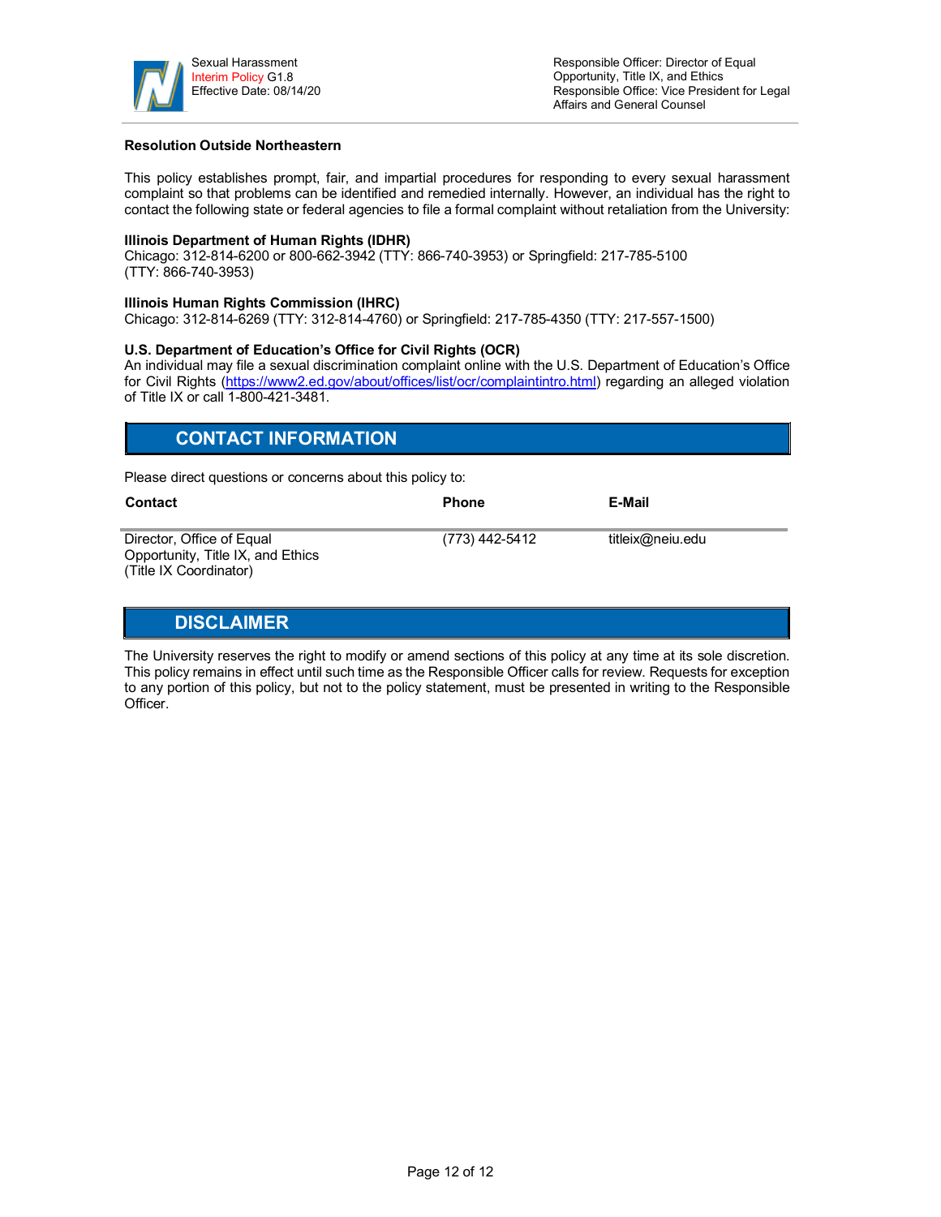**Resolution Outside Northeastern**

This policy establishes prompt, fair, and impartial procedures for responding to every sexual harassment complaint so that problems can be identified and remedied internally. However, an individual has the right to contact the following state or federal agencies to file a formal complaint without retaliation from the University:

**Illinois Department of Human Rights (IDHR)**
Chicago: 312-814-6200 or 800-662-3942 (TTY: 866-740-3953) or Springfield: 217-785-5100 (TTY: 866-740-3953)

**Illinois Human Rights Commission (IHRC)**
Chicago: 312-814-6269 (TTY: 312-814-4760) or Springfield: 217-785-4350 (TTY: 217-557-1500)

**U.S. Department of Education's Office for Civil Rights (OCR)**
An individual may file a sexual discrimination complaint online with the U.S. Department of Education's Office for Civil Rights (https://www2.ed.gov/about/offices/list/ocr/complaintintro.html) regarding an alleged violation of Title IX or call 1-800-421-3481.

## CONTACT INFORMATION

Please direct questions or concerns about this policy to:

| Contact | Phone | E-Mail |
|---|---|---|
| Director, Office of Equal Opportunity, Title IX, and Ethics (Title IX Coordinator) | (773) 442-5412 | titleix@neiu.edu |

## DISCLAIMER

The University reserves the right to modify or amend sections of this policy at any time at its sole discretion. This policy remains in effect until such time as the Responsible Officer calls for review. Requests for exception to any portion of this policy, but not to the policy statement, must be presented in writing to the Responsible Officer.